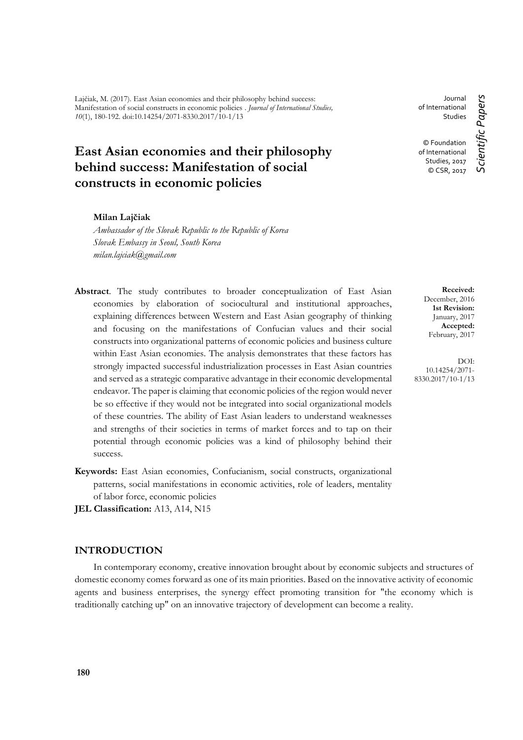Lajčiak, M. (2017). East Asian economies and their philosophy behind success: Manifestation of social constructs in economic policies . *Journal of International Studies, 10*(1), 180-192. doi:10.14254/2071-8330.2017/10-1/13

Journal of International Studies

© Foundation of International Studies, 2017
© CSR, 2017

*Scientific Papers*

# East Asian economies and their philosophy behind success: Manifestation of social constructs in economic policies

**Milan Lajčiak**

*Ambassador of the Slovak Republic to the Republic of Korea*
*Slovak Embassy in Seoul, South Korea*
*milan.lajciak@gmail.com*

**Received:** December, 2016
**1st Revision:** January, 2017
**Accepted:** February, 2017

DOI: 10.14254/2071-8330.2017/10-1/13

**Abstract**. The study contributes to broader conceptualization of East Asian economies by elaboration of sociocultural and institutional approaches, explaining differences between Western and East Asian geography of thinking and focusing on the manifestations of Confucian values and their social constructs into organizational patterns of economic policies and business culture within East Asian economies. The analysis demonstrates that these factors has strongly impacted successful industrialization processes in East Asian countries and served as a strategic comparative advantage in their economic developmental endeavor. The paper is claiming that economic policies of the region would never be so effective if they would not be integrated into social organizational models of these countries. The ability of East Asian leaders to understand weaknesses and strengths of their societies in terms of market forces and to tap on their potential through economic policies was a kind of philosophy behind their success.

**Keywords:** East Asian economies, Confucianism, social constructs, organizational patterns, social manifestations in economic activities, role of leaders, mentality of labor force, economic policies

**JEL Classification:** A13, A14, N15

## INTRODUCTION

In contemporary economy, creative innovation brought about by economic subjects and structures of domestic economy comes forward as one of its main priorities. Based on the innovative activity of economic agents and business enterprises, the synergy effect promoting transition for "the economy which is traditionally catching up" on an innovative trajectory of development can become a reality.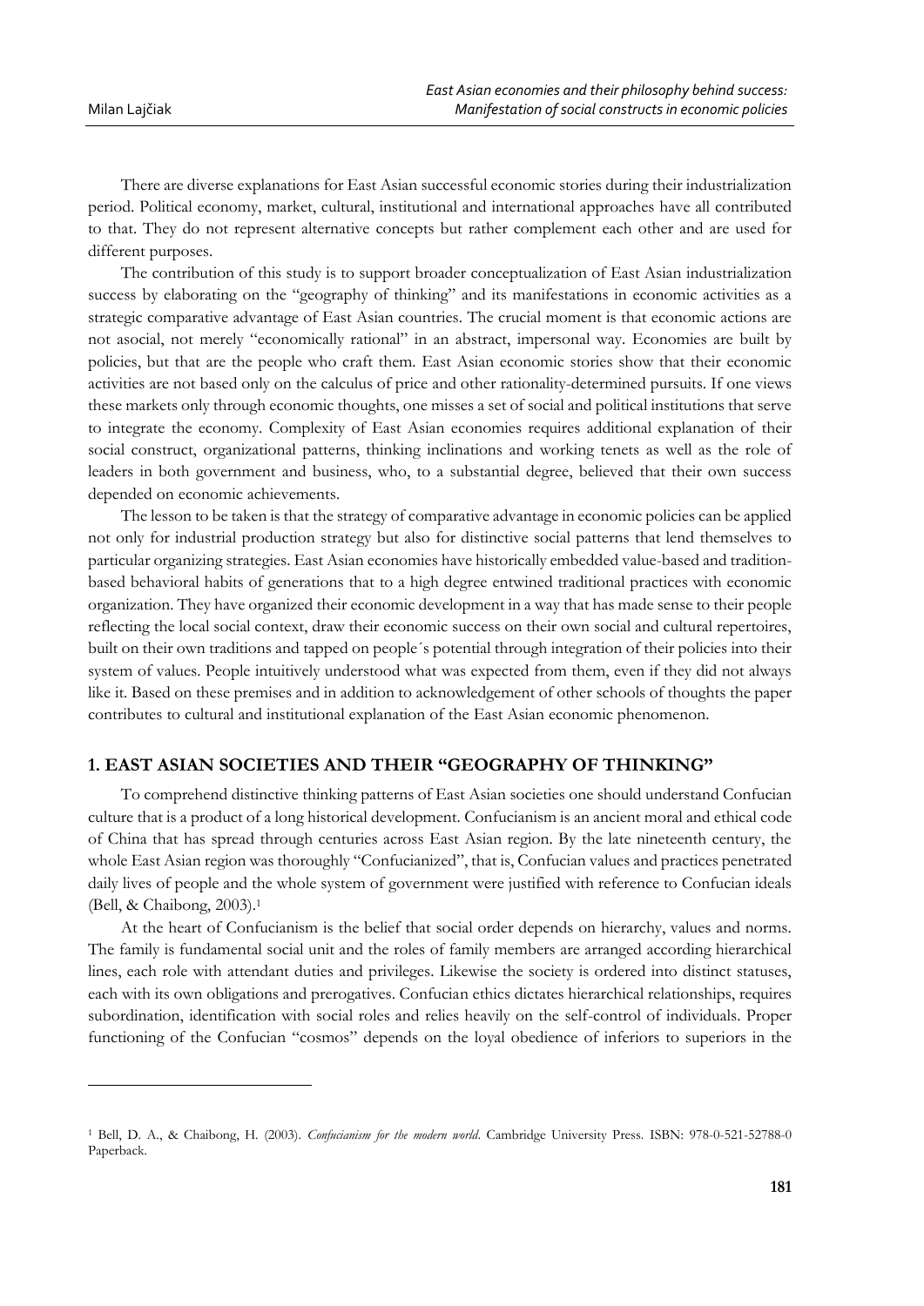There are diverse explanations for East Asian successful economic stories during their industrialization period. Political economy, market, cultural, institutional and international approaches have all contributed to that. They do not represent alternative concepts but rather complement each other and are used for different purposes.

The contribution of this study is to support broader conceptualization of East Asian industrialization success by elaborating on the "geography of thinking" and its manifestations in economic activities as a strategic comparative advantage of East Asian countries. The crucial moment is that economic actions are not asocial, not merely "economically rational" in an abstract, impersonal way. Economies are built by policies, but that are the people who craft them. East Asian economic stories show that their economic activities are not based only on the calculus of price and other rationality-determined pursuits. If one views these markets only through economic thoughts, one misses a set of social and political institutions that serve to integrate the economy. Complexity of East Asian economies requires additional explanation of their social construct, organizational patterns, thinking inclinations and working tenets as well as the role of leaders in both government and business, who, to a substantial degree, believed that their own success depended on economic achievements.

The lesson to be taken is that the strategy of comparative advantage in economic policies can be applied not only for industrial production strategy but also for distinctive social patterns that lend themselves to particular organizing strategies. East Asian economies have historically embedded value-based and tradition-based behavioral habits of generations that to a high degree entwined traditional practices with economic organization. They have organized their economic development in a way that has made sense to their people reflecting the local social context, draw their economic success on their own social and cultural repertoires, built on their own traditions and tapped on people´s potential through integration of their policies into their system of values. People intuitively understood what was expected from them, even if they did not always like it. Based on these premises and in addition to acknowledgement of other schools of thoughts the paper contributes to cultural and institutional explanation of the East Asian economic phenomenon.

## 1. EAST ASIAN SOCIETIES AND THEIR "GEOGRAPHY OF THINKING"

To comprehend distinctive thinking patterns of East Asian societies one should understand Confucian culture that is a product of a long historical development. Confucianism is an ancient moral and ethical code of China that has spread through centuries across East Asian region. By the late nineteenth century, the whole East Asian region was thoroughly "Confucianized", that is, Confucian values and practices penetrated daily lives of people and the whole system of government were justified with reference to Confucian ideals (Bell, & Chaibong, 2003).[1]

At the heart of Confucianism is the belief that social order depends on hierarchy, values and norms. The family is fundamental social unit and the roles of family members are arranged according hierarchical lines, each role with attendant duties and privileges. Likewise the society is ordered into distinct statuses, each with its own obligations and prerogatives. Confucian ethics dictates hierarchical relationships, requires subordination, identification with social roles and relies heavily on the self-control of individuals. Proper functioning of the Confucian "cosmos" depends on the loyal obedience of inferiors to superiors in the

---

[1] Bell, D. A., & Chaibong, H. (2003). *Confucianism for the modern world*. Cambridge University Press. ISBN: 978-0-521-52788-0 Paperback.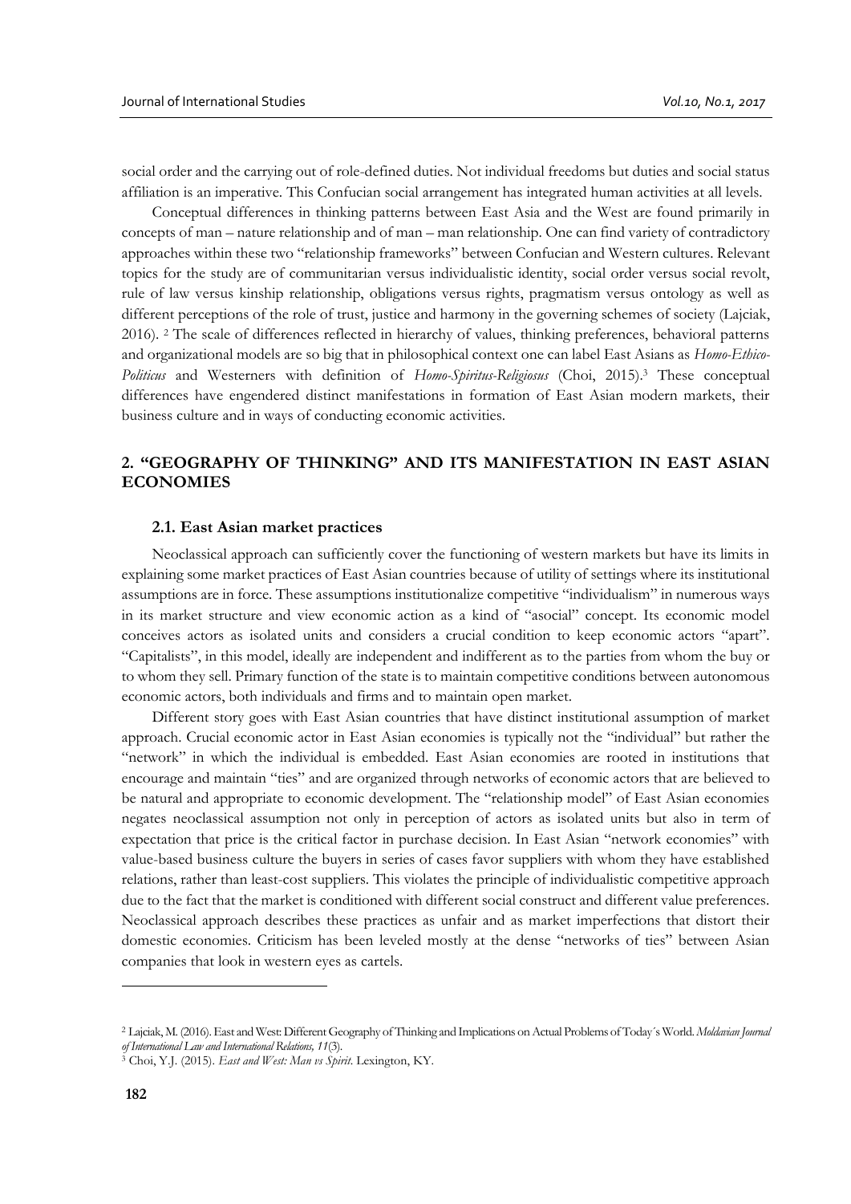social order and the carrying out of role-defined duties. Not individual freedoms but duties and social status affiliation is an imperative. This Confucian social arrangement has integrated human activities at all levels.

Conceptual differences in thinking patterns between East Asia and the West are found primarily in concepts of man – nature relationship and of man – man relationship. One can find variety of contradictory approaches within these two "relationship frameworks" between Confucian and Western cultures. Relevant topics for the study are of communitarian versus individualistic identity, social order versus social revolt, rule of law versus kinship relationship, obligations versus rights, pragmatism versus ontology as well as different perceptions of the role of trust, justice and harmony in the governing schemes of society (Lajciak, 2016). [2] The scale of differences reflected in hierarchy of values, thinking preferences, behavioral patterns and organizational models are so big that in philosophical context one can label East Asians as *Homo-Ethico-Politicus* and Westerners with definition of *Homo-Spiritus-Religiosus* (Choi, 2015).[3] These conceptual differences have engendered distinct manifestations in formation of East Asian modern markets, their business culture and in ways of conducting economic activities.

## 2. "GEOGRAPHY OF THINKING" AND ITS MANIFESTATION IN EAST ASIAN ECONOMIES

### 2.1. East Asian market practices

Neoclassical approach can sufficiently cover the functioning of western markets but have its limits in explaining some market practices of East Asian countries because of utility of settings where its institutional assumptions are in force. These assumptions institutionalize competitive "individualism" in numerous ways in its market structure and view economic action as a kind of "asocial" concept. Its economic model conceives actors as isolated units and considers a crucial condition to keep economic actors "apart". "Capitalists", in this model, ideally are independent and indifferent as to the parties from whom the buy or to whom they sell. Primary function of the state is to maintain competitive conditions between autonomous economic actors, both individuals and firms and to maintain open market.

Different story goes with East Asian countries that have distinct institutional assumption of market approach. Crucial economic actor in East Asian economies is typically not the "individual" but rather the "network" in which the individual is embedded. East Asian economies are rooted in institutions that encourage and maintain "ties" and are organized through networks of economic actors that are believed to be natural and appropriate to economic development. The "relationship model" of East Asian economies negates neoclassical assumption not only in perception of actors as isolated units but also in term of expectation that price is the critical factor in purchase decision. In East Asian "network economies" with value-based business culture the buyers in series of cases favor suppliers with whom they have established relations, rather than least-cost suppliers. This violates the principle of individualistic competitive approach due to the fact that the market is conditioned with different social construct and different value preferences. Neoclassical approach describes these practices as unfair and as market imperfections that distort their domestic economies. Criticism has been leveled mostly at the dense "networks of ties" between Asian companies that look in western eyes as cartels.

---

[2] Lajciak, M. (2016). East and West: Different Geography of Thinking and Implications on Actual Problems of Today´s World. *Moldavian Journal of International Law and International Relations, 11*(3).

[3] Choi, Y.J. (2015). *East and West: Man vs Spirit*. Lexington, KY.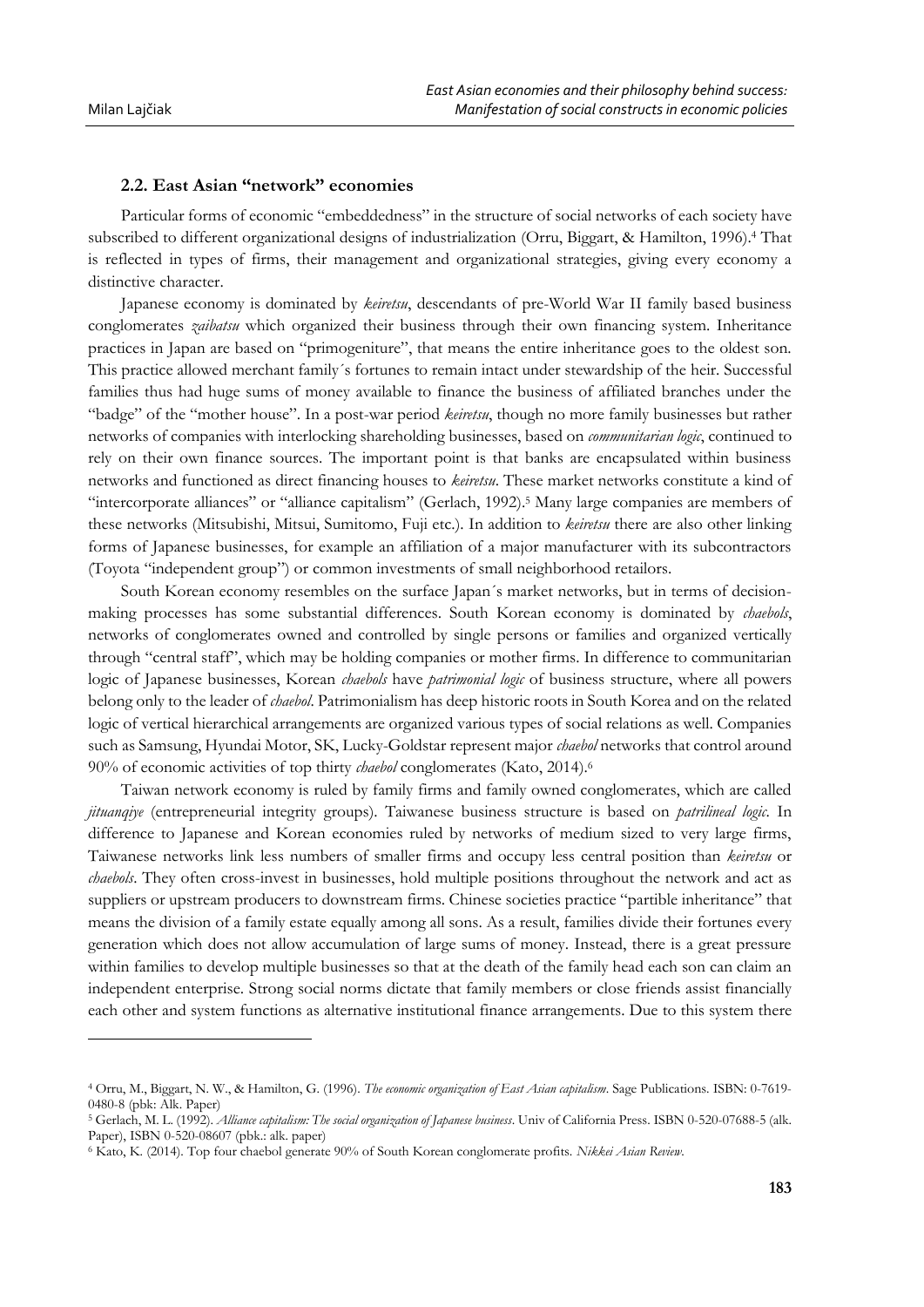### 2.2. East Asian "network" economies

Particular forms of economic "embeddedness" in the structure of social networks of each society have subscribed to different organizational designs of industrialization (Orru, Biggart, & Hamilton, 1996).[4] That is reflected in types of firms, their management and organizational strategies, giving every economy a distinctive character.

Japanese economy is dominated by *keiretsu*, descendants of pre-World War II family based business conglomerates *zaibatsu* which organized their business through their own financing system. Inheritance practices in Japan are based on "primogeniture", that means the entire inheritance goes to the oldest son. This practice allowed merchant family´s fortunes to remain intact under stewardship of the heir. Successful families thus had huge sums of money available to finance the business of affiliated branches under the "badge" of the "mother house". In a post-war period *keiretsu*, though no more family businesses but rather networks of companies with interlocking shareholding businesses, based on *communitarian logic*, continued to rely on their own finance sources. The important point is that banks are encapsulated within business networks and functioned as direct financing houses to *keiretsu*. These market networks constitute a kind of "intercorporate alliances" or "alliance capitalism" (Gerlach, 1992).[5] Many large companies are members of these networks (Mitsubishi, Mitsui, Sumitomo, Fuji etc.). In addition to *keiretsu* there are also other linking forms of Japanese businesses, for example an affiliation of a major manufacturer with its subcontractors (Toyota "independent group") or common investments of small neighborhood retailors.

South Korean economy resembles on the surface Japan´s market networks, but in terms of decision-making processes has some substantial differences. South Korean economy is dominated by *chaebols*, networks of conglomerates owned and controlled by single persons or families and organized vertically through "central staff", which may be holding companies or mother firms. In difference to communitarian logic of Japanese businesses, Korean *chaebols* have *patrimonial logic* of business structure, where all powers belong only to the leader of *chaebol*. Patrimonialism has deep historic roots in South Korea and on the related logic of vertical hierarchical arrangements are organized various types of social relations as well. Companies such as Samsung, Hyundai Motor, SK, Lucky-Goldstar represent major *chaebol* networks that control around 90% of economic activities of top thirty *chaebol* conglomerates (Kato, 2014).[6]

Taiwan network economy is ruled by family firms and family owned conglomerates, which are called *jituanqiye* (entrepreneurial integrity groups). Taiwanese business structure is based on *patrilineal logic*. In difference to Japanese and Korean economies ruled by networks of medium sized to very large firms, Taiwanese networks link less numbers of smaller firms and occupy less central position than *keiretsu* or *chaebols*. They often cross-invest in businesses, hold multiple positions throughout the network and act as suppliers or upstream producers to downstream firms. Chinese societies practice "partible inheritance" that means the division of a family estate equally among all sons. As a result, families divide their fortunes every generation which does not allow accumulation of large sums of money. Instead, there is a great pressure within families to develop multiple businesses so that at the death of the family head each son can claim an independent enterprise. Strong social norms dictate that family members or close friends assist financially each other and system functions as alternative institutional finance arrangements. Due to this system there

---

[4] Orru, M., Biggart, N. W., & Hamilton, G. (1996). *The economic organization of East Asian capitalism*. Sage Publications. ISBN: 0-7619-0480-8 (pbk: Alk. Paper)

[5] Gerlach, M. L. (1992). *Alliance capitalism: The social organization of Japanese business*. Univ of California Press. ISBN 0-520-07688-5 (alk. Paper), ISBN 0-520-08607 (pbk.: alk. paper)

[6] Kato, K. (2014). Top four chaebol generate 90% of South Korean conglomerate profits. *Nikkei Asian Review*.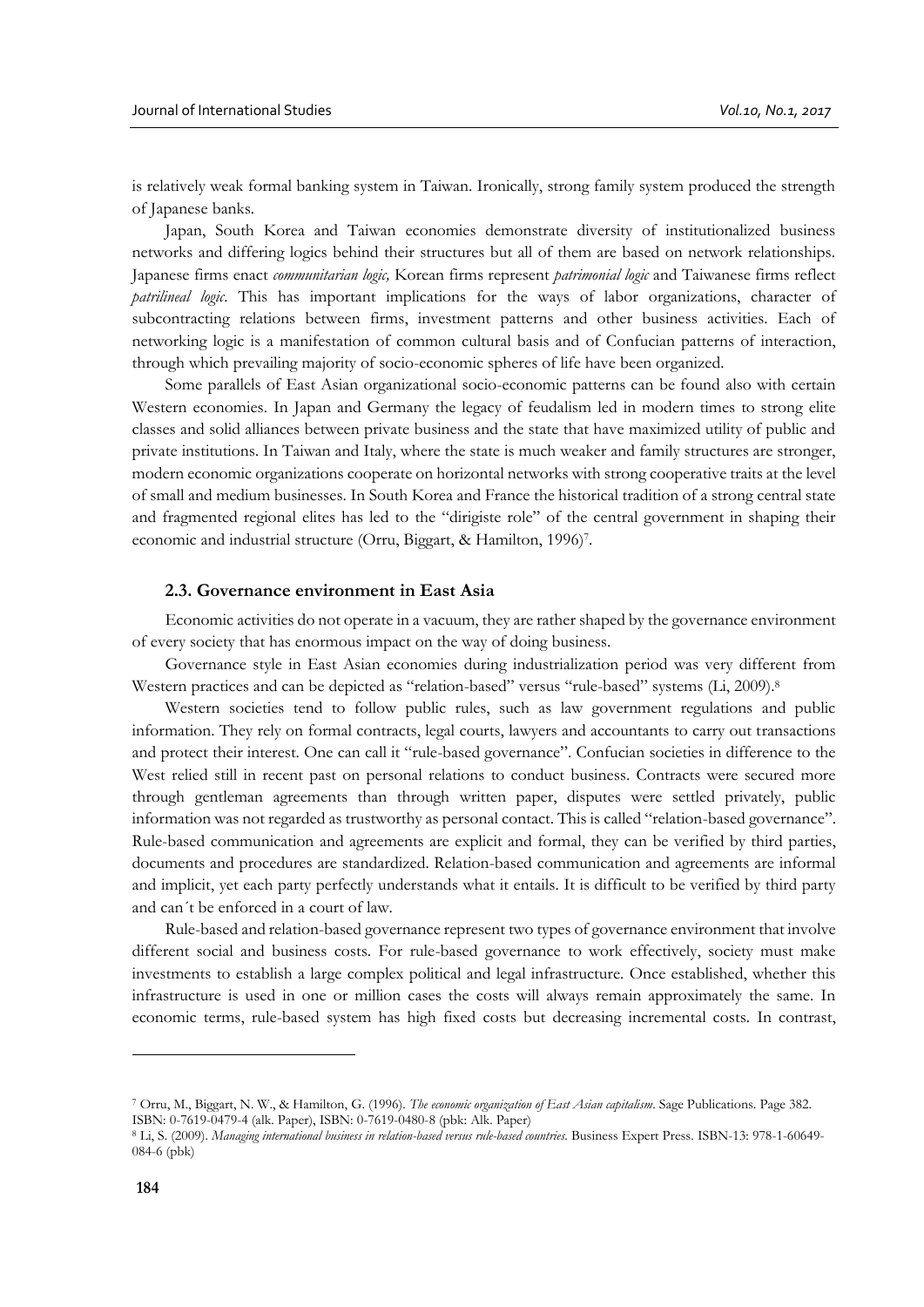is relatively weak formal banking system in Taiwan. Ironically, strong family system produced the strength of Japanese banks.

Japan, South Korea and Taiwan economies demonstrate diversity of institutionalized business networks and differing logics behind their structures but all of them are based on network relationships. Japanese firms enact *communitarian logic,* Korean firms represent *patrimonial logic* and Taiwanese firms reflect *patrilineal logic*. This has important implications for the ways of labor organizations, character of subcontracting relations between firms, investment patterns and other business activities. Each of networking logic is a manifestation of common cultural basis and of Confucian patterns of interaction, through which prevailing majority of socio-economic spheres of life have been organized.

Some parallels of East Asian organizational socio-economic patterns can be found also with certain Western economies. In Japan and Germany the legacy of feudalism led in modern times to strong elite classes and solid alliances between private business and the state that have maximized utility of public and private institutions. In Taiwan and Italy, where the state is much weaker and family structures are stronger, modern economic organizations cooperate on horizontal networks with strong cooperative traits at the level of small and medium businesses. In South Korea and France the historical tradition of a strong central state and fragmented regional elites has led to the "dirigiste role" of the central government in shaping their economic and industrial structure (Orru, Biggart, & Hamilton, 1996)[7].

### 2.3. Governance environment in East Asia

Economic activities do not operate in a vacuum, they are rather shaped by the governance environment of every society that has enormous impact on the way of doing business.

Governance style in East Asian economies during industrialization period was very different from Western practices and can be depicted as "relation-based" versus "rule-based" systems (Li, 2009).[8]

Western societies tend to follow public rules, such as law government regulations and public information. They rely on formal contracts, legal courts, lawyers and accountants to carry out transactions and protect their interest. One can call it "rule-based governance". Confucian societies in difference to the West relied still in recent past on personal relations to conduct business. Contracts were secured more through gentleman agreements than through written paper, disputes were settled privately, public information was not regarded as trustworthy as personal contact. This is called "relation-based governance". Rule-based communication and agreements are explicit and formal, they can be verified by third parties, documents and procedures are standardized. Relation-based communication and agreements are informal and implicit, yet each party perfectly understands what it entails. It is difficult to be verified by third party and can´t be enforced in a court of law.

Rule-based and relation-based governance represent two types of governance environment that involve different social and business costs. For rule-based governance to work effectively, society must make investments to establish a large complex political and legal infrastructure. Once established, whether this infrastructure is used in one or million cases the costs will always remain approximately the same. In economic terms, rule-based system has high fixed costs but decreasing incremental costs. In contrast,

---

[7] Orru, M., Biggart, N. W., & Hamilton, G. (1996). *The economic organization of East Asian capitalism*. Sage Publications. Page 382. ISBN: 0-7619-0479-4 (alk. Paper), ISBN: 0-7619-0480-8 (pbk: Alk. Paper)

[8] Li, S. (2009). *Managing international business in relation-based versus rule-based countries*. Business Expert Press. ISBN-13: 978-1-60649-084-6 (pbk)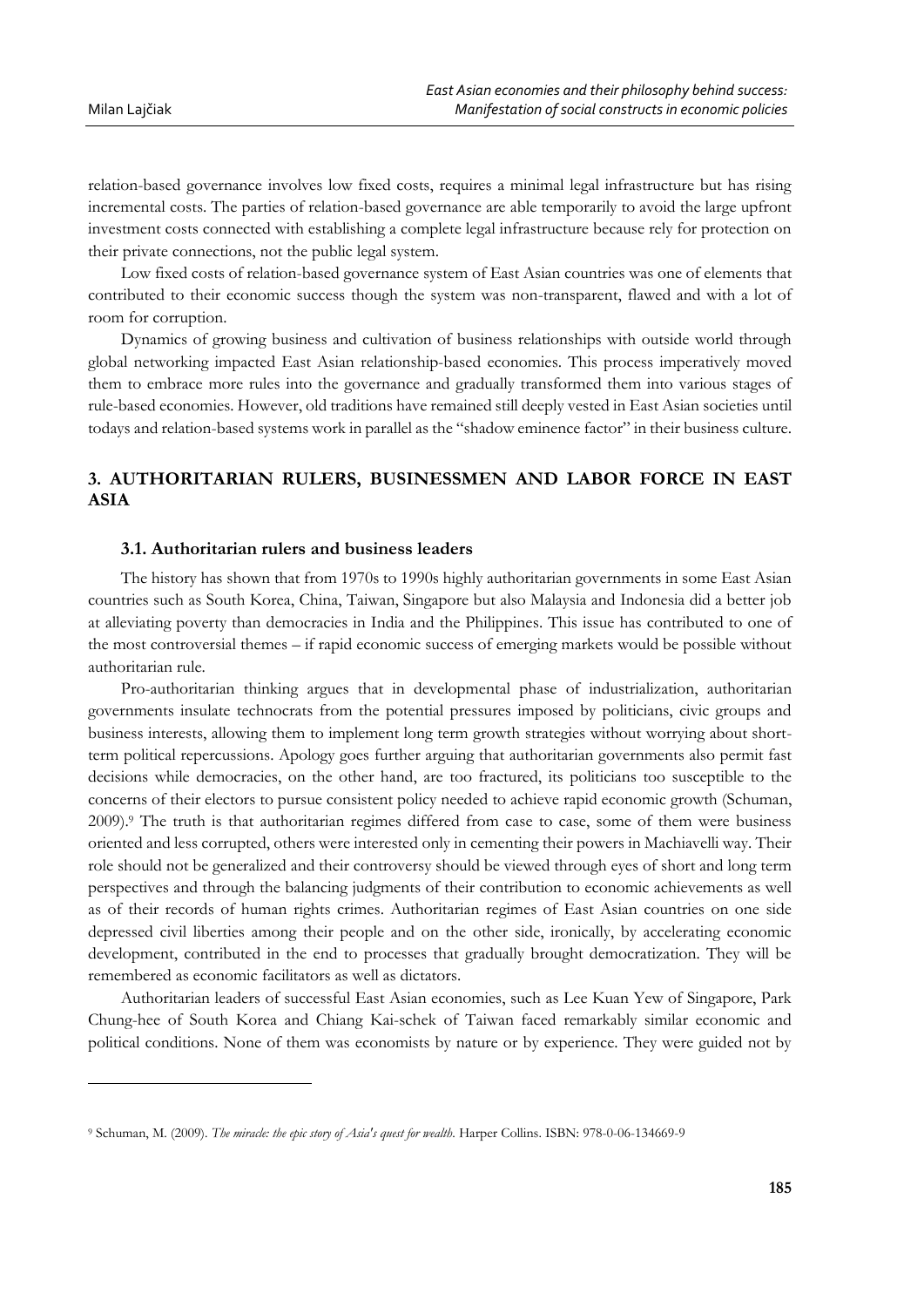relation-based governance involves low fixed costs, requires a minimal legal infrastructure but has rising incremental costs. The parties of relation-based governance are able temporarily to avoid the large upfront investment costs connected with establishing a complete legal infrastructure because rely for protection on their private connections, not the public legal system.

Low fixed costs of relation-based governance system of East Asian countries was one of elements that contributed to their economic success though the system was non-transparent, flawed and with a lot of room for corruption.

Dynamics of growing business and cultivation of business relationships with outside world through global networking impacted East Asian relationship-based economies. This process imperatively moved them to embrace more rules into the governance and gradually transformed them into various stages of rule-based economies. However, old traditions have remained still deeply vested in East Asian societies until todays and relation-based systems work in parallel as the "shadow eminence factor" in their business culture.

## 3. AUTHORITARIAN RULERS, BUSINESSMEN AND LABOR FORCE IN EAST ASIA

### 3.1. Authoritarian rulers and business leaders

The history has shown that from 1970s to 1990s highly authoritarian governments in some East Asian countries such as South Korea, China, Taiwan, Singapore but also Malaysia and Indonesia did a better job at alleviating poverty than democracies in India and the Philippines. This issue has contributed to one of the most controversial themes – if rapid economic success of emerging markets would be possible without authoritarian rule.

Pro-authoritarian thinking argues that in developmental phase of industrialization, authoritarian governments insulate technocrats from the potential pressures imposed by politicians, civic groups and business interests, allowing them to implement long term growth strategies without worrying about short-term political repercussions. Apology goes further arguing that authoritarian governments also permit fast decisions while democracies, on the other hand, are too fractured, its politicians too susceptible to the concerns of their electors to pursue consistent policy needed to achieve rapid economic growth (Schuman, 2009).[9] The truth is that authoritarian regimes differed from case to case, some of them were business oriented and less corrupted, others were interested only in cementing their powers in Machiavelli way. Their role should not be generalized and their controversy should be viewed through eyes of short and long term perspectives and through the balancing judgments of their contribution to economic achievements as well as of their records of human rights crimes. Authoritarian regimes of East Asian countries on one side depressed civil liberties among their people and on the other side, ironically, by accelerating economic development, contributed in the end to processes that gradually brought democratization. They will be remembered as economic facilitators as well as dictators.

Authoritarian leaders of successful East Asian economies, such as Lee Kuan Yew of Singapore, Park Chung-hee of South Korea and Chiang Kai-schek of Taiwan faced remarkably similar economic and political conditions. None of them was economists by nature or by experience. They were guided not by

---

[9] Schuman, M. (2009). *The miracle: the epic story of Asia's quest for wealth*. Harper Collins. ISBN: 978-0-06-134669-9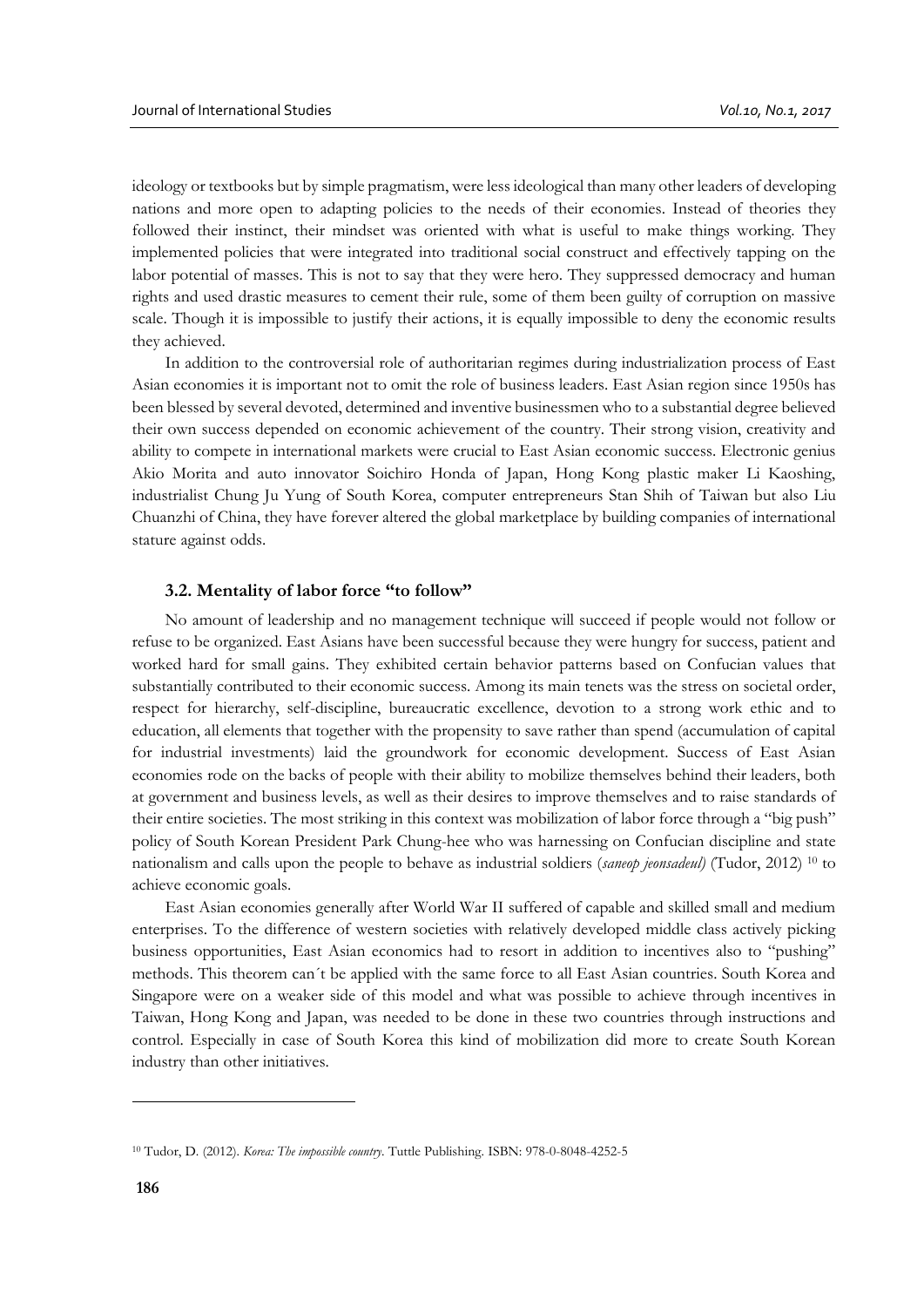ideology or textbooks but by simple pragmatism, were less ideological than many other leaders of developing nations and more open to adapting policies to the needs of their economies. Instead of theories they followed their instinct, their mindset was oriented with what is useful to make things working. They implemented policies that were integrated into traditional social construct and effectively tapping on the labor potential of masses. This is not to say that they were hero. They suppressed democracy and human rights and used drastic measures to cement their rule, some of them been guilty of corruption on massive scale. Though it is impossible to justify their actions, it is equally impossible to deny the economic results they achieved.

In addition to the controversial role of authoritarian regimes during industrialization process of East Asian economies it is important not to omit the role of business leaders. East Asian region since 1950s has been blessed by several devoted, determined and inventive businessmen who to a substantial degree believed their own success depended on economic achievement of the country. Their strong vision, creativity and ability to compete in international markets were crucial to East Asian economic success. Electronic genius Akio Morita and auto innovator Soichiro Honda of Japan, Hong Kong plastic maker Li Kaoshing, industrialist Chung Ju Yung of South Korea, computer entrepreneurs Stan Shih of Taiwan but also Liu Chuanzhi of China, they have forever altered the global marketplace by building companies of international stature against odds.

### 3.2. Mentality of labor force "to follow"

No amount of leadership and no management technique will succeed if people would not follow or refuse to be organized. East Asians have been successful because they were hungry for success, patient and worked hard for small gains. They exhibited certain behavior patterns based on Confucian values that substantially contributed to their economic success. Among its main tenets was the stress on societal order, respect for hierarchy, self-discipline, bureaucratic excellence, devotion to a strong work ethic and to education, all elements that together with the propensity to save rather than spend (accumulation of capital for industrial investments) laid the groundwork for economic development. Success of East Asian economies rode on the backs of people with their ability to mobilize themselves behind their leaders, both at government and business levels, as well as their desires to improve themselves and to raise standards of their entire societies. The most striking in this context was mobilization of labor force through a "big push" policy of South Korean President Park Chung-hee who was harnessing on Confucian discipline and state nationalism and calls upon the people to behave as industrial soldiers (*saneop jeonsadeul*) (Tudor, 2012) [10] to achieve economic goals.

East Asian economies generally after World War II suffered of capable and skilled small and medium enterprises. To the difference of western societies with relatively developed middle class actively picking business opportunities, East Asian economics had to resort in addition to incentives also to "pushing" methods. This theorem can´t be applied with the same force to all East Asian countries. South Korea and Singapore were on a weaker side of this model and what was possible to achieve through incentives in Taiwan, Hong Kong and Japan, was needed to be done in these two countries through instructions and control. Especially in case of South Korea this kind of mobilization did more to create South Korean industry than other initiatives.

---

[10] Tudor, D. (2012). *Korea: The impossible country*. Tuttle Publishing. ISBN: 978-0-8048-4252-5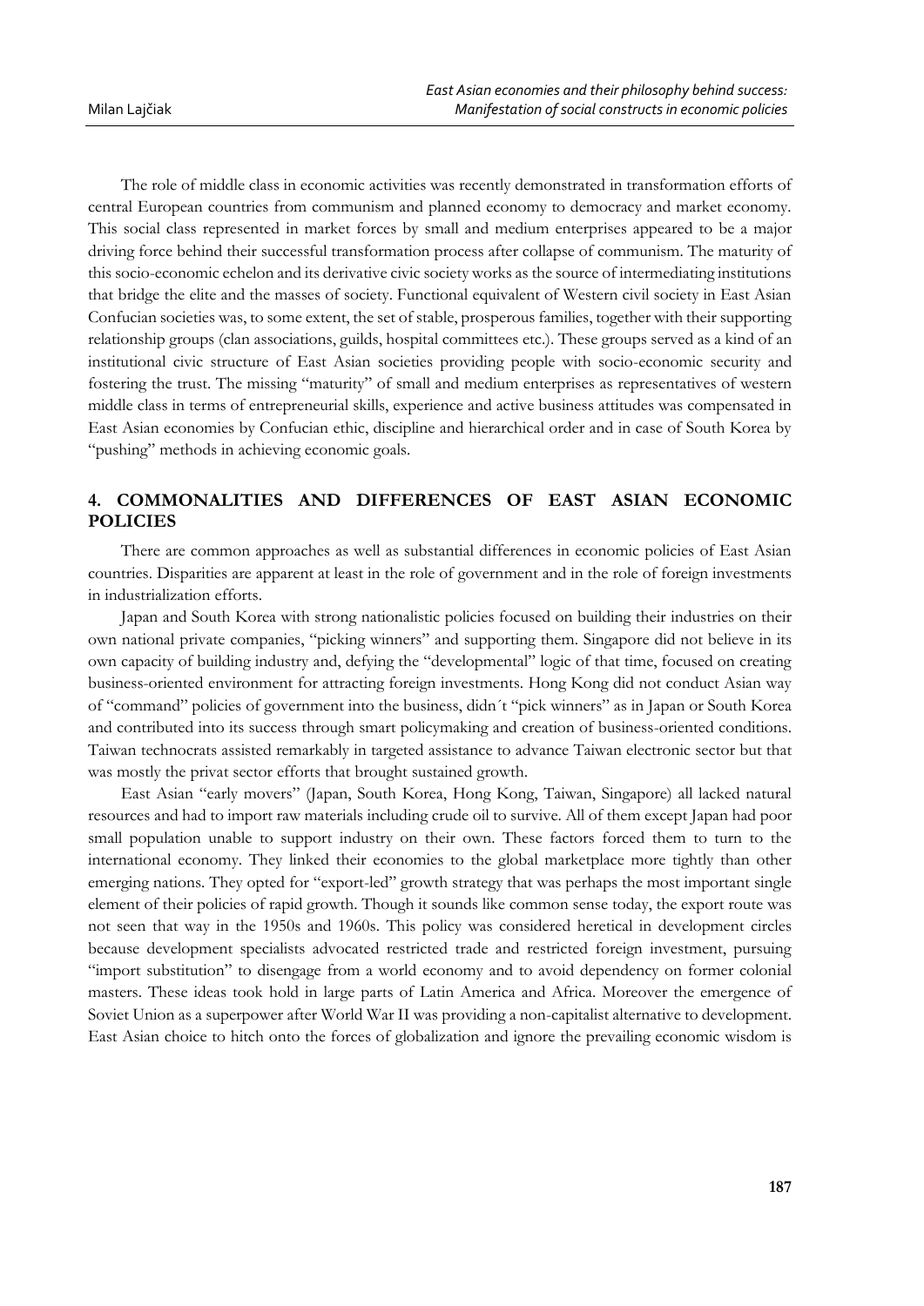The role of middle class in economic activities was recently demonstrated in transformation efforts of central European countries from communism and planned economy to democracy and market economy. This social class represented in market forces by small and medium enterprises appeared to be a major driving force behind their successful transformation process after collapse of communism. The maturity of this socio-economic echelon and its derivative civic society works as the source of intermediating institutions that bridge the elite and the masses of society. Functional equivalent of Western civil society in East Asian Confucian societies was, to some extent, the set of stable, prosperous families, together with their supporting relationship groups (clan associations, guilds, hospital committees etc.). These groups served as a kind of an institutional civic structure of East Asian societies providing people with socio-economic security and fostering the trust. The missing "maturity" of small and medium enterprises as representatives of western middle class in terms of entrepreneurial skills, experience and active business attitudes was compensated in East Asian economies by Confucian ethic, discipline and hierarchical order and in case of South Korea by "pushing" methods in achieving economic goals.

## 4. COMMONALITIES AND DIFFERENCES OF EAST ASIAN ECONOMIC POLICIES

There are common approaches as well as substantial differences in economic policies of East Asian countries. Disparities are apparent at least in the role of government and in the role of foreign investments in industrialization efforts.

Japan and South Korea with strong nationalistic policies focused on building their industries on their own national private companies, "picking winners" and supporting them. Singapore did not believe in its own capacity of building industry and, defying the "developmental" logic of that time, focused on creating business-oriented environment for attracting foreign investments. Hong Kong did not conduct Asian way of "command" policies of government into the business, didn´t "pick winners" as in Japan or South Korea and contributed into its success through smart policymaking and creation of business-oriented conditions. Taiwan technocrats assisted remarkably in targeted assistance to advance Taiwan electronic sector but that was mostly the privat sector efforts that brought sustained growth.

East Asian "early movers" (Japan, South Korea, Hong Kong, Taiwan, Singapore) all lacked natural resources and had to import raw materials including crude oil to survive. All of them except Japan had poor small population unable to support industry on their own. These factors forced them to turn to the international economy. They linked their economies to the global marketplace more tightly than other emerging nations. They opted for "export-led" growth strategy that was perhaps the most important single element of their policies of rapid growth. Though it sounds like common sense today, the export route was not seen that way in the 1950s and 1960s. This policy was considered heretical in development circles because development specialists advocated restricted trade and restricted foreign investment, pursuing "import substitution" to disengage from a world economy and to avoid dependency on former colonial masters. These ideas took hold in large parts of Latin America and Africa. Moreover the emergence of Soviet Union as a superpower after World War II was providing a non-capitalist alternative to development. East Asian choice to hitch onto the forces of globalization and ignore the prevailing economic wisdom is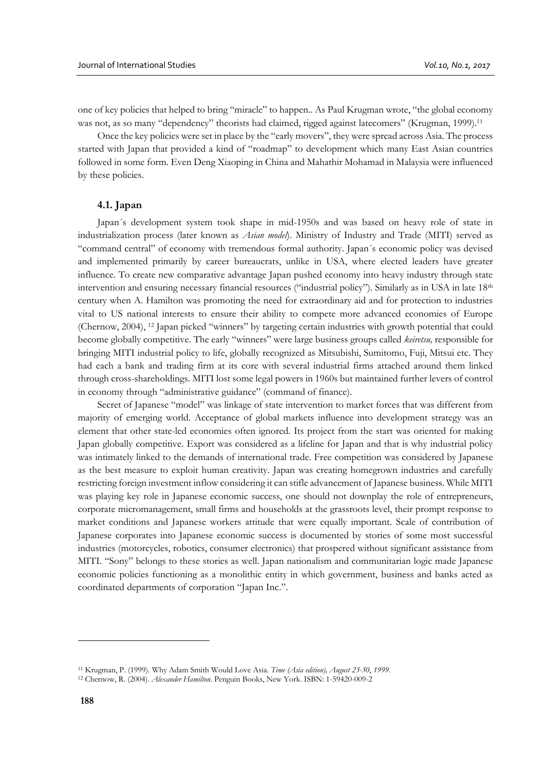one of key policies that helped to bring "miracle" to happen.. As Paul Krugman wrote, "the global economy was not, as so many "dependency" theorists had claimed, rigged against latecomers" (Krugman, 1999).[11]

Once the key policies were set in place by the "early movers", they were spread across Asia. The process started with Japan that provided a kind of "roadmap" to development which many East Asian countries followed in some form. Even Deng Xiaoping in China and Mahathir Mohamad in Malaysia were influenced by these policies.

### 4.1. Japan

Japan´s development system took shape in mid-1950s and was based on heavy role of state in industrialization process (later known as *Asian model*). Ministry of Industry and Trade (MITI) served as "command central" of economy with tremendous formal authority. Japan´s economic policy was devised and implemented primarily by career bureaucrats, unlike in USA, where elected leaders have greater influence. To create new comparative advantage Japan pushed economy into heavy industry through state intervention and ensuring necessary financial resources ("industrial policy"). Similarly as in USA in late 18th century when A. Hamilton was promoting the need for extraordinary aid and for protection to industries vital to US national interests to ensure their ability to compete more advanced economies of Europe (Chernow, 2004), [12] Japan picked "winners" by targeting certain industries with growth potential that could become globally competitive. The early "winners" were large business groups called *keiretsu,* responsible for bringing MITI industrial policy to life, globally recognized as Mitsubishi, Sumitomo, Fuji, Mitsui etc. They had each a bank and trading firm at its core with several industrial firms attached around them linked through cross-shareholdings. MITI lost some legal powers in 1960s but maintained further levers of control in economy through "administrative guidance" (command of finance).

Secret of Japanese "model" was linkage of state intervention to market forces that was different from majority of emerging world. Acceptance of global markets influence into development strategy was an element that other state-led economies often ignored. Its project from the start was oriented for making Japan globally competitive. Export was considered as a lifeline for Japan and that is why industrial policy was intimately linked to the demands of international trade. Free competition was considered by Japanese as the best measure to exploit human creativity. Japan was creating homegrown industries and carefully restricting foreign investment inflow considering it can stifle advancement of Japanese business. While MITI was playing key role in Japanese economic success, one should not downplay the role of entrepreneurs, corporate micromanagement, small firms and households at the grassroots level, their prompt response to market conditions and Japanese workers attitude that were equally important. Scale of contribution of Japanese corporates into Japanese economic success is documented by stories of some most successful industries (motorcycles, robotics, consumer electronics) that prospered without significant assistance from MITI. "Sony" belongs to these stories as well. Japan nationalism and communitarian logic made Japanese economic policies functioning as a monolithic entity in which government, business and banks acted as coordinated departments of corporation "Japan Inc.".

---

[11] Krugman, P. (1999). Why Adam Smith Would Love Asia. *Time (Asia edition), August 23-30, 1999.*

[12] Chernow, R. (2004). *Alexander Hamilton.* Penguin Books, New York. ISBN: 1-59420-009-2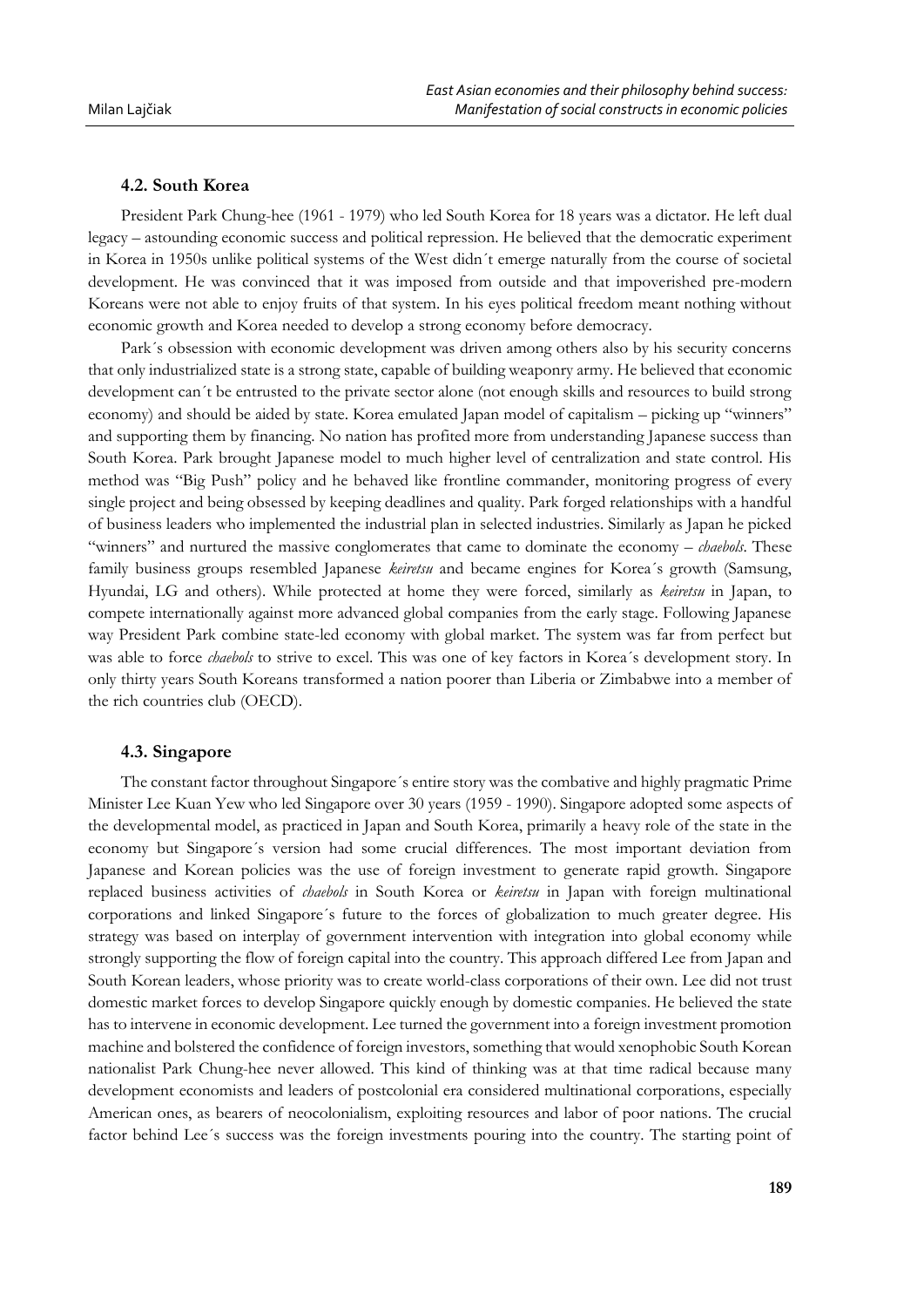### 4.2. South Korea

President Park Chung-hee (1961 - 1979) who led South Korea for 18 years was a dictator. He left dual legacy – astounding economic success and political repression. He believed that the democratic experiment in Korea in 1950s unlike political systems of the West didn´t emerge naturally from the course of societal development. He was convinced that it was imposed from outside and that impoverished pre-modern Koreans were not able to enjoy fruits of that system. In his eyes political freedom meant nothing without economic growth and Korea needed to develop a strong economy before democracy.

Park´s obsession with economic development was driven among others also by his security concerns that only industrialized state is a strong state, capable of building weaponry army. He believed that economic development can´t be entrusted to the private sector alone (not enough skills and resources to build strong economy) and should be aided by state. Korea emulated Japan model of capitalism – picking up "winners" and supporting them by financing. No nation has profited more from understanding Japanese success than South Korea. Park brought Japanese model to much higher level of centralization and state control. His method was "Big Push" policy and he behaved like frontline commander, monitoring progress of every single project and being obsessed by keeping deadlines and quality. Park forged relationships with a handful of business leaders who implemented the industrial plan in selected industries. Similarly as Japan he picked "winners" and nurtured the massive conglomerates that came to dominate the economy – *chaebols*. These family business groups resembled Japanese *keiretsu* and became engines for Korea´s growth (Samsung, Hyundai, LG and others). While protected at home they were forced, similarly as *keiretsu* in Japan, to compete internationally against more advanced global companies from the early stage. Following Japanese way President Park combine state-led economy with global market. The system was far from perfect but was able to force *chaebols* to strive to excel. This was one of key factors in Korea´s development story. In only thirty years South Koreans transformed a nation poorer than Liberia or Zimbabwe into a member of the rich countries club (OECD).

### 4.3. Singapore

The constant factor throughout Singapore´s entire story was the combative and highly pragmatic Prime Minister Lee Kuan Yew who led Singapore over 30 years (1959 - 1990). Singapore adopted some aspects of the developmental model, as practiced in Japan and South Korea, primarily a heavy role of the state in the economy but Singapore´s version had some crucial differences. The most important deviation from Japanese and Korean policies was the use of foreign investment to generate rapid growth. Singapore replaced business activities of *chaebols* in South Korea or *keiretsu* in Japan with foreign multinational corporations and linked Singapore´s future to the forces of globalization to much greater degree. His strategy was based on interplay of government intervention with integration into global economy while strongly supporting the flow of foreign capital into the country. This approach differed Lee from Japan and South Korean leaders, whose priority was to create world-class corporations of their own. Lee did not trust domestic market forces to develop Singapore quickly enough by domestic companies. He believed the state has to intervene in economic development. Lee turned the government into a foreign investment promotion machine and bolstered the confidence of foreign investors, something that would xenophobic South Korean nationalist Park Chung-hee never allowed. This kind of thinking was at that time radical because many development economists and leaders of postcolonial era considered multinational corporations, especially American ones, as bearers of neocolonialism, exploiting resources and labor of poor nations. The crucial factor behind Lee´s success was the foreign investments pouring into the country. The starting point of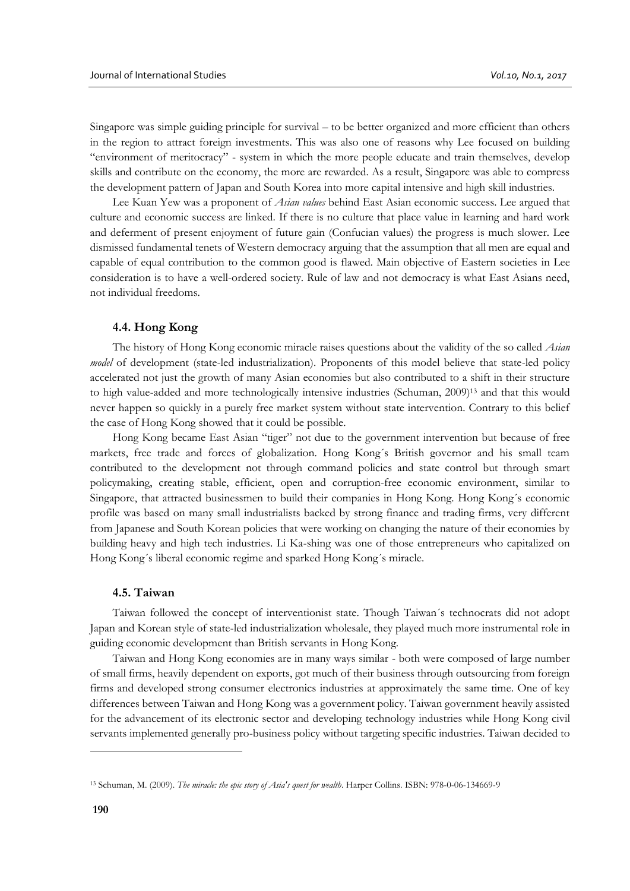Singapore was simple guiding principle for survival – to be better organized and more efficient than others in the region to attract foreign investments. This was also one of reasons why Lee focused on building "environment of meritocracy" - system in which the more people educate and train themselves, develop skills and contribute on the economy, the more are rewarded. As a result, Singapore was able to compress the development pattern of Japan and South Korea into more capital intensive and high skill industries.

Lee Kuan Yew was a proponent of *Asian values* behind East Asian economic success. Lee argued that culture and economic success are linked. If there is no culture that place value in learning and hard work and deferment of present enjoyment of future gain (Confucian values) the progress is much slower. Lee dismissed fundamental tenets of Western democracy arguing that the assumption that all men are equal and capable of equal contribution to the common good is flawed. Main objective of Eastern societies in Lee consideration is to have a well-ordered society. Rule of law and not democracy is what East Asians need, not individual freedoms.

### 4.4. Hong Kong

The history of Hong Kong economic miracle raises questions about the validity of the so called *Asian model* of development (state-led industrialization). Proponents of this model believe that state-led policy accelerated not just the growth of many Asian economies but also contributed to a shift in their structure to high value-added and more technologically intensive industries (Schuman, 2009)[13] and that this would never happen so quickly in a purely free market system without state intervention. Contrary to this belief the case of Hong Kong showed that it could be possible.

Hong Kong became East Asian "tiger" not due to the government intervention but because of free markets, free trade and forces of globalization. Hong Kong´s British governor and his small team contributed to the development not through command policies and state control but through smart policymaking, creating stable, efficient, open and corruption-free economic environment, similar to Singapore, that attracted businessmen to build their companies in Hong Kong. Hong Kong´s economic profile was based on many small industrialists backed by strong finance and trading firms, very different from Japanese and South Korean policies that were working on changing the nature of their economies by building heavy and high tech industries. Li Ka-shing was one of those entrepreneurs who capitalized on Hong Kong´s liberal economic regime and sparked Hong Kong´s miracle.

### 4.5. Taiwan

Taiwan followed the concept of interventionist state. Though Taiwan´s technocrats did not adopt Japan and Korean style of state-led industrialization wholesale, they played much more instrumental role in guiding economic development than British servants in Hong Kong.

Taiwan and Hong Kong economies are in many ways similar - both were composed of large number of small firms, heavily dependent on exports, got much of their business through outsourcing from foreign firms and developed strong consumer electronics industries at approximately the same time. One of key differences between Taiwan and Hong Kong was a government policy. Taiwan government heavily assisted for the advancement of its electronic sector and developing technology industries while Hong Kong civil servants implemented generally pro-business policy without targeting specific industries. Taiwan decided to

[13] Schuman, M. (2009). *The miracle: the epic story of Asia's quest for wealth*. Harper Collins. ISBN: 978-0-06-134669-9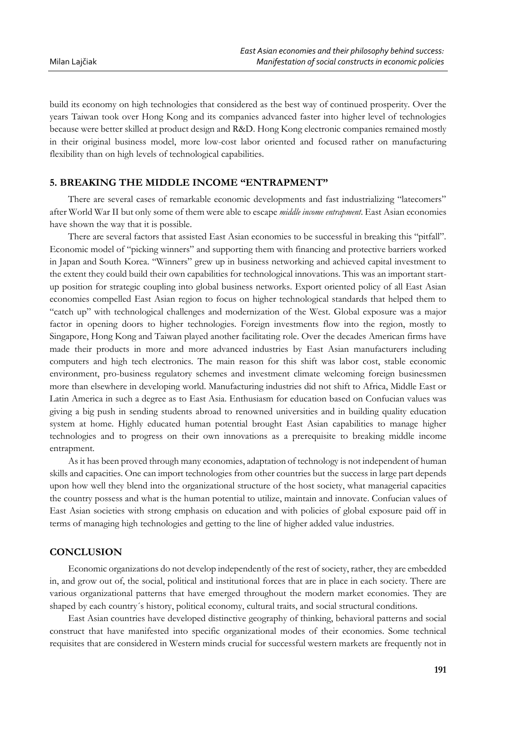build its economy on high technologies that considered as the best way of continued prosperity. Over the years Taiwan took over Hong Kong and its companies advanced faster into higher level of technologies because were better skilled at product design and R&D. Hong Kong electronic companies remained mostly in their original business model, more low-cost labor oriented and focused rather on manufacturing flexibility than on high levels of technological capabilities.

## 5. BREAKING THE MIDDLE INCOME "ENTRAPMENT"

There are several cases of remarkable economic developments and fast industrializing "latecomers" after World War II but only some of them were able to escape *middle income entrapment*. East Asian economies have shown the way that it is possible.

There are several factors that assisted East Asian economies to be successful in breaking this "pitfall". Economic model of "picking winners" and supporting them with financing and protective barriers worked in Japan and South Korea. "Winners" grew up in business networking and achieved capital investment to the extent they could build their own capabilities for technological innovations. This was an important start-up position for strategic coupling into global business networks. Export oriented policy of all East Asian economies compelled East Asian region to focus on higher technological standards that helped them to "catch up" with technological challenges and modernization of the West. Global exposure was a major factor in opening doors to higher technologies. Foreign investments flow into the region, mostly to Singapore, Hong Kong and Taiwan played another facilitating role. Over the decades American firms have made their products in more and more advanced industries by East Asian manufacturers including computers and high tech electronics. The main reason for this shift was labor cost, stable economic environment, pro-business regulatory schemes and investment climate welcoming foreign businessmen more than elsewhere in developing world. Manufacturing industries did not shift to Africa, Middle East or Latin America in such a degree as to East Asia. Enthusiasm for education based on Confucian values was giving a big push in sending students abroad to renowned universities and in building quality education system at home. Highly educated human potential brought East Asian capabilities to manage higher technologies and to progress on their own innovations as a prerequisite to breaking middle income entrapment.

As it has been proved through many economies, adaptation of technology is not independent of human skills and capacities. One can import technologies from other countries but the success in large part depends upon how well they blend into the organizational structure of the host society, what managerial capacities the country possess and what is the human potential to utilize, maintain and innovate. Confucian values of East Asian societies with strong emphasis on education and with policies of global exposure paid off in terms of managing high technologies and getting to the line of higher added value industries.

## CONCLUSION

Economic organizations do not develop independently of the rest of society, rather, they are embedded in, and grow out of, the social, political and institutional forces that are in place in each society. There are various organizational patterns that have emerged throughout the modern market economies. They are shaped by each country´s history, political economy, cultural traits, and social structural conditions.

East Asian countries have developed distinctive geography of thinking, behavioral patterns and social construct that have manifested into specific organizational modes of their economies. Some technical requisites that are considered in Western minds crucial for successful western markets are frequently not in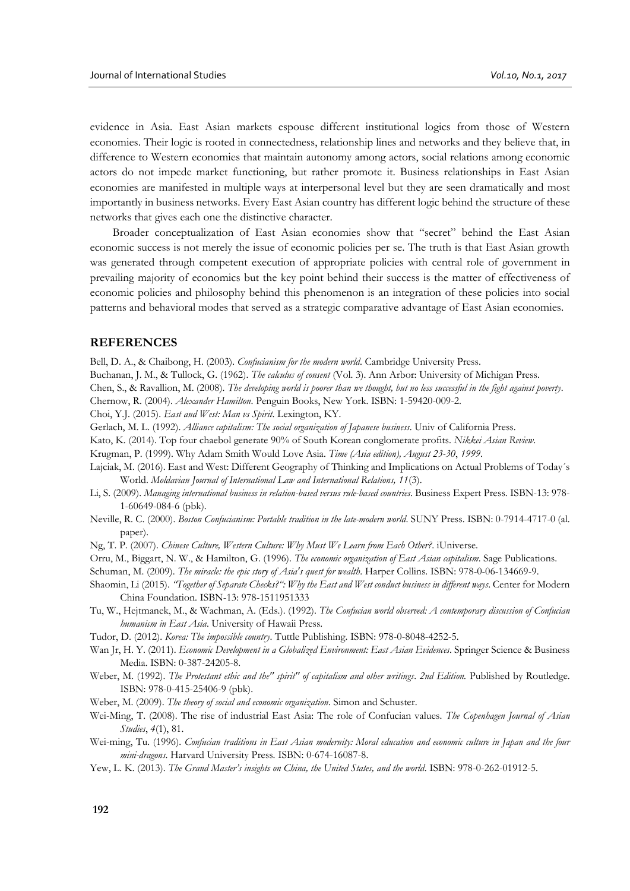evidence in Asia. East Asian markets espouse different institutional logics from those of Western economies. Their logic is rooted in connectedness, relationship lines and networks and they believe that, in difference to Western economies that maintain autonomy among actors, social relations among economic actors do not impede market functioning, but rather promote it. Business relationships in East Asian economies are manifested in multiple ways at interpersonal level but they are seen dramatically and most importantly in business networks. Every East Asian country has different logic behind the structure of these networks that gives each one the distinctive character.

Broader conceptualization of East Asian economies show that "secret" behind the East Asian economic success is not merely the issue of economic policies per se. The truth is that East Asian growth was generated through competent execution of appropriate policies with central role of government in prevailing majority of economics but the key point behind their success is the matter of effectiveness of economic policies and philosophy behind this phenomenon is an integration of these policies into social patterns and behavioral modes that served as a strategic comparative advantage of East Asian economies.

## REFERENCES

Bell, D. A., & Chaibong, H. (2003). *Confucianism for the modern world*. Cambridge University Press.

Buchanan, J. M., & Tullock, G. (1962). *The calculus of consent* (Vol. 3). Ann Arbor: University of Michigan Press.

Chen, S., & Ravallion, M. (2008). *The developing world is poorer than we thought, but no less successful in the fight against poverty*.

Chernow, R. (2004). *Alexander Hamilton*. Penguin Books, New York. ISBN: 1-59420-009-2.

Choi, Y.J. (2015). *East and West: Man vs Spirit*. Lexington, KY.

Gerlach, M. L. (1992). *Alliance capitalism: The social organization of Japanese business*. Univ of California Press.

Kato, K. (2014). Top four chaebol generate 90% of South Korean conglomerate profits. *Nikkei Asian Review*.

Krugman, P. (1999). Why Adam Smith Would Love Asia. *Time (Asia edition), August 23-30*, *1999*.

Lajciak, M. (2016). East and West: Different Geography of Thinking and Implications on Actual Problems of Today´s World. *Moldavian Journal of International Law and International Relations, 11*(3).

Li, S. (2009). *Managing international business in relation-based versus rule-based countries*. Business Expert Press. ISBN-13: 978-1-60649-084-6 (pbk).

Neville, R. C. (2000). *Boston Confucianism: Portable tradition in the late-modern world*. SUNY Press. ISBN: 0-7914-4717-0 (al. paper).

Ng, T. P. (2007). *Chinese Culture, Western Culture: Why Must We Learn from Each Other?*. iUniverse.

Orru, M., Biggart, N. W., & Hamilton, G. (1996). *The economic organization of East Asian capitalism*. Sage Publications.

Schuman, M. (2009). *The miracle: the epic story of Asia's quest for wealth.* Harper Collins. ISBN: 978-0-06-134669-9.

Shaomin, Li (2015). *"Together of Separate Checks?": Why the East and West conduct business in different ways*. Center for Modern China Foundation. ISBN-13: 978-1511951333

Tu, W., Hejtmanek, M., & Wachman, A. (Eds.). (1992). *The Confucian world observed: A contemporary discussion of Confucian humanism in East Asia*. University of Hawaii Press.

Tudor, D. (2012). *Korea: The impossible country*. Tuttle Publishing. ISBN: 978-0-8048-4252-5.

Wan Jr, H. Y. (2011). *Economic Development in a Globalized Environment: East Asian Evidences*. Springer Science & Business Media. ISBN: 0-387-24205-8.

Weber, M. (1992). *The Protestant ethic and the" spirit" of capitalism and other writings. 2nd Edition.* Published by Routledge. ISBN: 978-0-415-25406-9 (pbk).

Weber, M. (2009). *The theory of social and economic organization*. Simon and Schuster.

Wei-Ming, T. (2008). The rise of industrial East Asia: The role of Confucian values. *The Copenhagen Journal of Asian Studies*, *4*(1), 81.

Wei-ming, Tu. (1996). *Confucian traditions in East Asian modernity: Moral education and economic culture in Japan and the four mini-dragons*. Harvard University Press. ISBN: 0-674-16087-8.

Yew, L. K. (2013). *The Grand Master's insights on China, the United States, and the world*. ISBN: 978-0-262-01912-5.